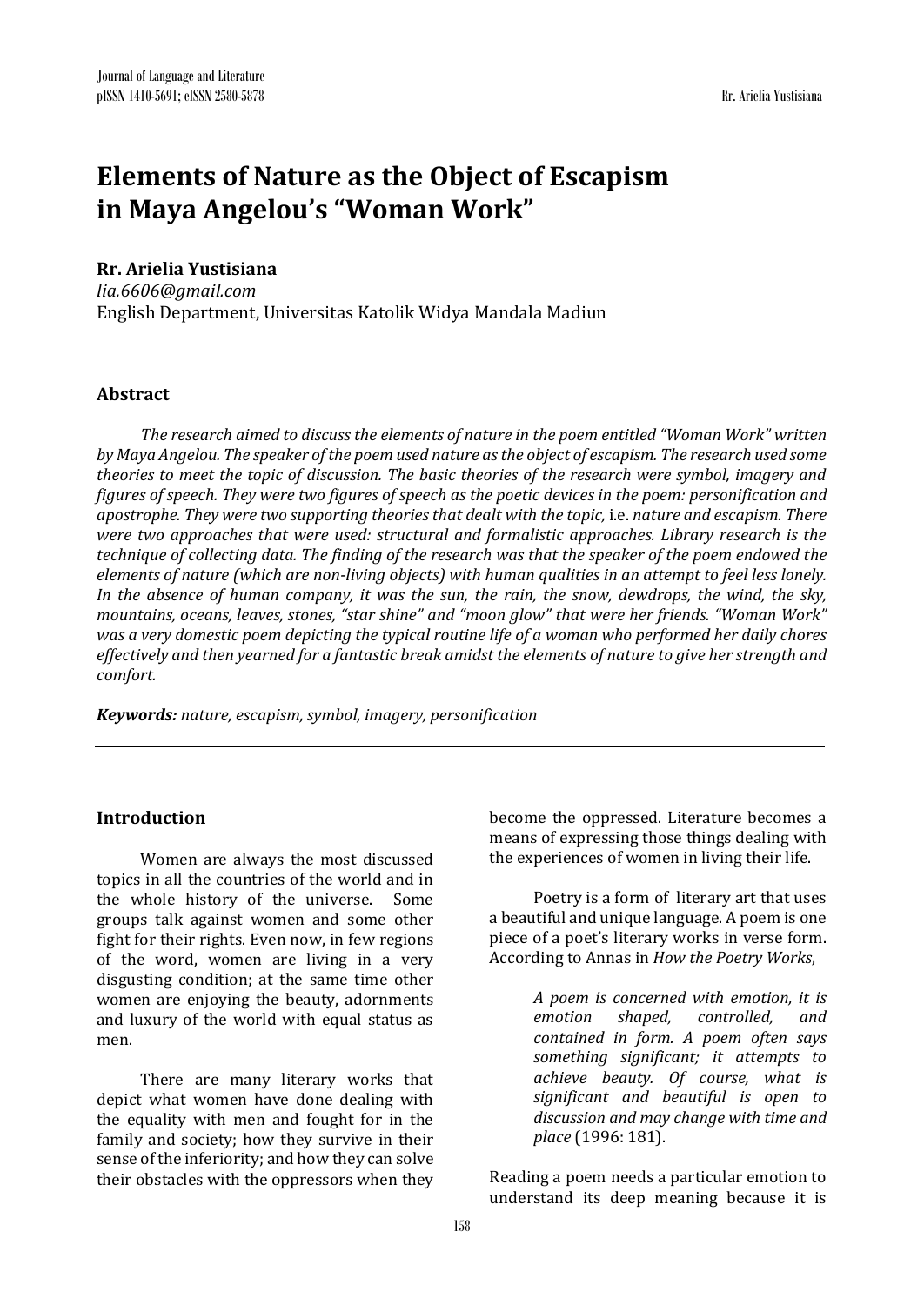# Elements of Nature as the Object of Escapism in Maya Angelou's "Woman Work"

**Rr. Arielia Yustisiana**
*lia.6606@gmail.com*
English Department, Universitas Katolik Widya Mandala Madiun

## Abstract

*The research aimed to discuss the elements of nature in the poem entitled "Woman Work" written by Maya Angelou. The speaker of the poem used nature as the object of escapism. The research used some theories to meet the topic of discussion. The basic theories of the research were symbol, imagery and figures of speech. They were two figures of speech as the poetic devices in the poem: personification and apostrophe. They were two supporting theories that dealt with the topic,* i.e. *nature and escapism. There were two approaches that were used: structural and formalistic approaches. Library research is the technique of collecting data. The finding of the research was that the speaker of the poem endowed the elements of nature (which are non-living objects) with human qualities in an attempt to feel less lonely. In the absence of human company, it was the sun, the rain, the snow, dewdrops, the wind, the sky, mountains, oceans, leaves, stones, "star shine" and "moon glow" that were her friends. "Woman Work" was a very domestic poem depicting the typical routine life of a woman who performed her daily chores effectively and then yearned for a fantastic break amidst the elements of nature to give her strength and comfort.*

***Keywords:*** *nature, escapism, symbol, imagery, personification*

---

## Introduction

Women are always the most discussed topics in all the countries of the world and in the whole history of the universe. Some groups talk against women and some other fight for their rights. Even now, in few regions of the word, women are living in a very disgusting condition; at the same time other women are enjoying the beauty, adornments and luxury of the world with equal status as men.

There are many literary works that depict what women have done dealing with the equality with men and fought for in the family and society; how they survive in their sense of the inferiority; and how they can solve their obstacles with the oppressors when they become the oppressed. Literature becomes a means of expressing those things dealing with the experiences of women in living their life.

Poetry is a form of literary art that uses a beautiful and unique language. A poem is one piece of a poet's literary works in verse form. According to Annas in *How the Poetry Works*,

> *A poem is concerned with emotion, it is emotion shaped, controlled, and contained in form. A poem often says something significant; it attempts to achieve beauty. Of course, what is significant and beautiful is open to discussion and may change with time and place* (1996: 181).

Reading a poem needs a particular emotion to understand its deep meaning because it is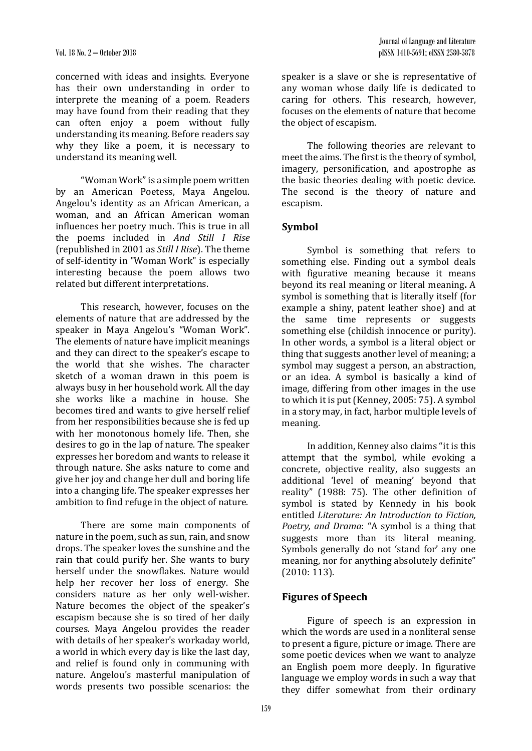concerned with ideas and insights. Everyone has their own understanding in order to interprete the meaning of a poem. Readers may have found from their reading that they can often enjoy a poem without fully understanding its meaning. Before readers say why they like a poem, it is necessary to understand its meaning well.

"Woman Work" is a simple poem written by an American Poetess, Maya Angelou. Angelou's identity as an African American, a woman, and an African American woman influences her poetry much. This is true in all the poems included in *And Still I Rise* (republished in 2001 as *Still I Rise*). The theme of self-identity in "Woman Work" is especially interesting because the poem allows two related but different interpretations.

This research, however, focuses on the elements of nature that are addressed by the speaker in Maya Angelou's "Woman Work". The elements of nature have implicit meanings and they can direct to the speaker's escape to the world that she wishes. The character sketch of a woman drawn in this poem is always busy in her household work. All the day she works like a machine in house. She becomes tired and wants to give herself relief from her responsibilities because she is fed up with her monotonous homely life. Then, she desires to go in the lap of nature. The speaker expresses her boredom and wants to release it through nature. She asks nature to come and give her joy and change her dull and boring life into a changing life. The speaker expresses her ambition to find refuge in the object of nature.

There are some main components of nature in the poem, such as sun, rain, and snow drops. The speaker loves the sunshine and the rain that could purify her. She wants to bury herself under the snowflakes. Nature would help her recover her loss of energy. She considers nature as her only well-wisher. Nature becomes the object of the speaker's escapism because she is so tired of her daily courses. Maya Angelou provides the reader with details of her speaker's workaday world, a world in which every day is like the last day, and relief is found only in communing with nature. Angelou's masterful manipulation of words presents two possible scenarios: the speaker is a slave or she is representative of any woman whose daily life is dedicated to caring for others. This research, however, focuses on the elements of nature that become the object of escapism.

The following theories are relevant to meet the aims. The first is the theory of symbol, imagery, personification, and apostrophe as the basic theories dealing with poetic device. The second is the theory of nature and escapism.

## Symbol

Symbol is something that refers to something else. Finding out a symbol deals with figurative meaning because it means beyond its real meaning or literal meaning**.** A symbol is something that is literally itself (for example a shiny, patent leather shoe) and at the same time represents or suggests something else (childish innocence or purity). In other words, a symbol is a literal object or thing that suggests another level of meaning; a symbol may suggest a person, an abstraction, or an idea. A symbol is basically a kind of image, differing from other images in the use to which it is put (Kenney, 2005: 75). A symbol in a story may, in fact, harbor multiple levels of meaning.

In addition, Kenney also claims "it is this attempt that the symbol, while evoking a concrete, objective reality, also suggests an additional 'level of meaning' beyond that reality" (1988: 75). The other definition of symbol is stated by Kennedy in his book entitled *Literature: An Introduction to Fiction, Poetry, and Drama*: "A symbol is a thing that suggests more than its literal meaning. Symbols generally do not 'stand for' any one meaning, nor for anything absolutely definite" (2010: 113).

## Figures of Speech

Figure of speech is an expression in which the words are used in a nonliteral sense to present a figure, picture or image. There are some poetic devices when we want to analyze an English poem more deeply. In figurative language we employ words in such a way that they differ somewhat from their ordinary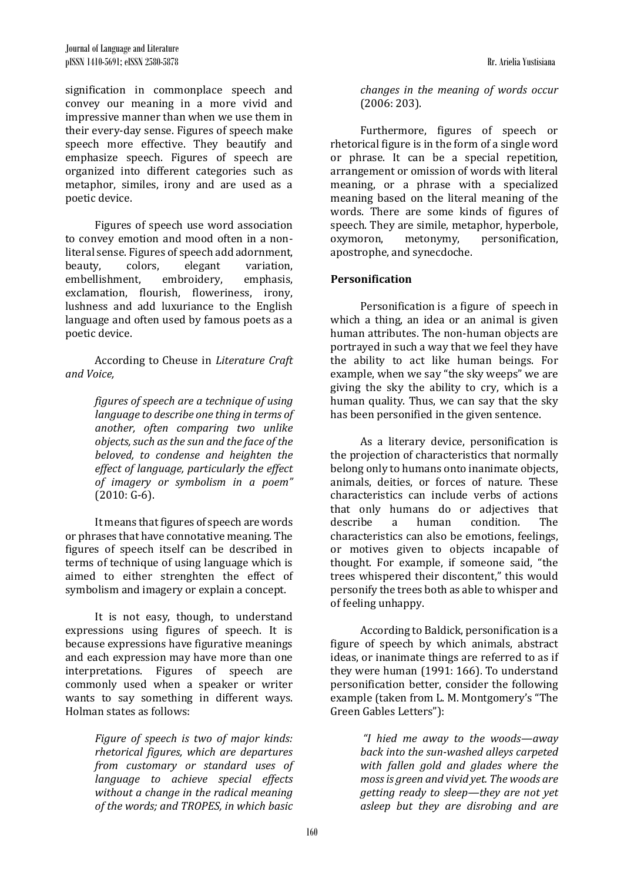signification in commonplace speech and convey our meaning in a more vivid and impressive manner than when we use them in their every-day sense. Figures of speech make speech more effective. They beautify and emphasize speech. Figures of speech are organized into different categories such as metaphor, similes, irony and are used as a poetic device.

Figures of speech use word association to convey emotion and mood often in a non-literal sense. Figures of speech add adornment, beauty, colors, elegant variation, embellishment, embroidery, emphasis, exclamation, flourish, floweriness, irony, lushness and add luxuriance to the English language and often used by famous poets as a poetic device.

According to Cheuse in *Literature Craft and Voice,*

> *figures of speech are a technique of using language to describe one thing in terms of another, often comparing two unlike objects, such as the sun and the face of the beloved, to condense and heighten the effect of language, particularly the effect of imagery or symbolism in a poem"* (2010: G-6).

It means that figures of speech are words or phrases that have connotative meaning. The figures of speech itself can be described in terms of technique of using language which is aimed to either strenghten the effect of symbolism and imagery or explain a concept.

It is not easy, though, to understand expressions using figures of speech. It is because expressions have figurative meanings and each expression may have more than one interpretations. Figures of speech are commonly used when a speaker or writer wants to say something in different ways. Holman states as follows:

> *Figure of speech is two of major kinds: rhetorical figures, which are departures from customary or standard uses of language to achieve special effects without a change in the radical meaning of the words; and TROPES, in which basic changes in the meaning of words occur* (2006: 203).

Furthermore, figures of speech or rhetorical figure is in the form of a single word or phrase. It can be a special repetition, arrangement or omission of words with literal meaning, or a phrase with a specialized meaning based on the literal meaning of the words. There are some kinds of figures of speech. They are simile, metaphor, hyperbole, oxymoron, metonymy, personification, apostrophe, and synecdoche.

## Personification

Personification is a figure of speech in which a thing, an idea or an animal is given human attributes. The non-human objects are portrayed in such a way that we feel they have the ability to act like human beings. For example, when we say "the sky weeps" we are giving the sky the ability to cry, which is a human quality. Thus, we can say that the sky has been personified in the given sentence.

As a literary device, personification is the projection of characteristics that normally belong only to humans onto inanimate objects, animals, deities, or forces of nature. These characteristics can include verbs of actions that only humans do or adjectives that describe a human condition. The characteristics can also be emotions, feelings, or motives given to objects incapable of thought. For example, if someone said, "the trees whispered their discontent," this would personify the trees both as able to whisper and of feeling unhappy.

According to Baldick, personification is a figure of speech by which animals, abstract ideas, or inanimate things are referred to as if they were human (1991: 166). To understand personification better, consider the following example (taken from L. M. Montgomery's "The Green Gables Letters"):

> *"I hied me away to the woods—away back into the sun-washed alleys carpeted with fallen gold and glades where the moss is green and vivid yet. The woods are getting ready to sleep—they are not yet asleep but they are disrobing and are*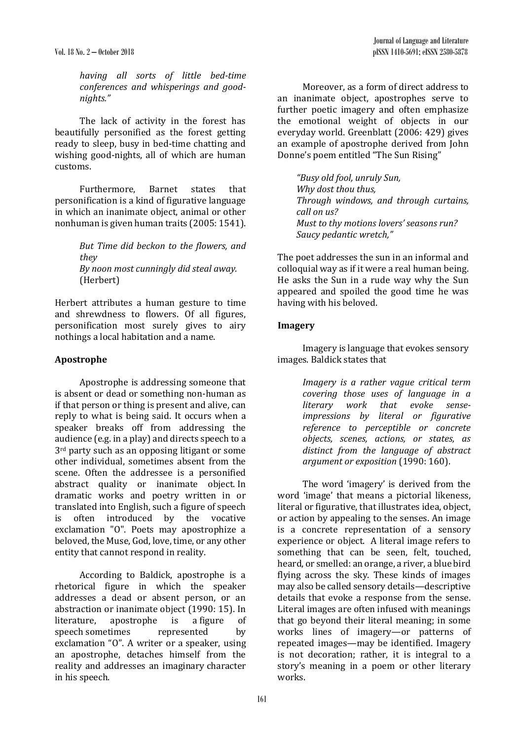*having all sorts of little bed-time conferences and whisperings and good-nights."*

The lack of activity in the forest has beautifully personified as the forest getting ready to sleep, busy in bed-time chatting and wishing good-nights, all of which are human customs.

Furthermore, Barnet states that personification is a kind of figurative language in which an inanimate object, animal or other nonhuman is given human traits (2005: 1541).

> *But Time did beckon to the flowers, and they*
> *By noon most cunningly did steal away.*
> (Herbert)

Herbert attributes a human gesture to time and shrewdness to flowers. Of all figures, personification most surely gives to airy nothings a local habitation and a name.

## Apostrophe

Apostrophe is addressing someone that is absent or dead or something non-human as if that person or thing is present and alive, can reply to what is being said. It occurs when a speaker breaks off from addressing the audience (e.g. in a play) and directs speech to a 3rd party such as an opposing litigant or some other individual, sometimes absent from the scene. Often the addressee is a personified abstract quality or inanimate object. In dramatic works and poetry written in or translated into English, such a figure of speech is often introduced by the vocative exclamation "O". Poets may apostrophize a beloved, the Muse, God, love, time, or any other entity that cannot respond in reality.

According to Baldick, apostrophe is a rhetorical figure in which the speaker addresses a dead or absent person, or an abstraction or inanimate object (1990: 15). In literature, apostrophe is a figure of speech sometimes represented by exclamation "O". A writer or a speaker, using an apostrophe, detaches himself from the reality and addresses an imaginary character in his speech.

Moreover, as a form of direct address to an inanimate object, apostrophes serve to further poetic imagery and often emphasize the emotional weight of objects in our everyday world. Greenblatt (2006: 429) gives an example of apostrophe derived from John Donne's poem entitled "The Sun Rising"

> *"Busy old fool, unruly Sun,*
> *Why dost thou thus,*
> *Through windows, and through curtains, call on us?*
> *Must to thy motions lovers' seasons run?*
> *Saucy pedantic wretch,"*

The poet addresses the sun in an informal and colloquial way as if it were a real human being. He asks the Sun in a rude way why the Sun appeared and spoiled the good time he was having with his beloved.

## Imagery

Imagery is language that evokes sensory images. Baldick states that

> *Imagery is a rather vague critical term covering those uses of language in a literary work that evoke sense-impressions by literal or figurative reference to perceptible or concrete objects, scenes, actions, or states, as distinct from the language of abstract argument or exposition* (1990: 160).

The word 'imagery' is derived from the word 'image' that means a pictorial likeness, literal or figurative, that illustrates idea, object, or action by appealing to the senses. An image is a concrete representation of a sensory experience or object. A literal image refers to something that can be seen, felt, touched, heard, or smelled: an orange, a river, a blue bird flying across the sky. These kinds of images may also be called sensory details—descriptive details that evoke a response from the sense. Literal images are often infused with meanings that go beyond their literal meaning; in some works lines of imagery—or patterns of repeated images—may be identified. Imagery is not decoration; rather, it is integral to a story's meaning in a poem or other literary works.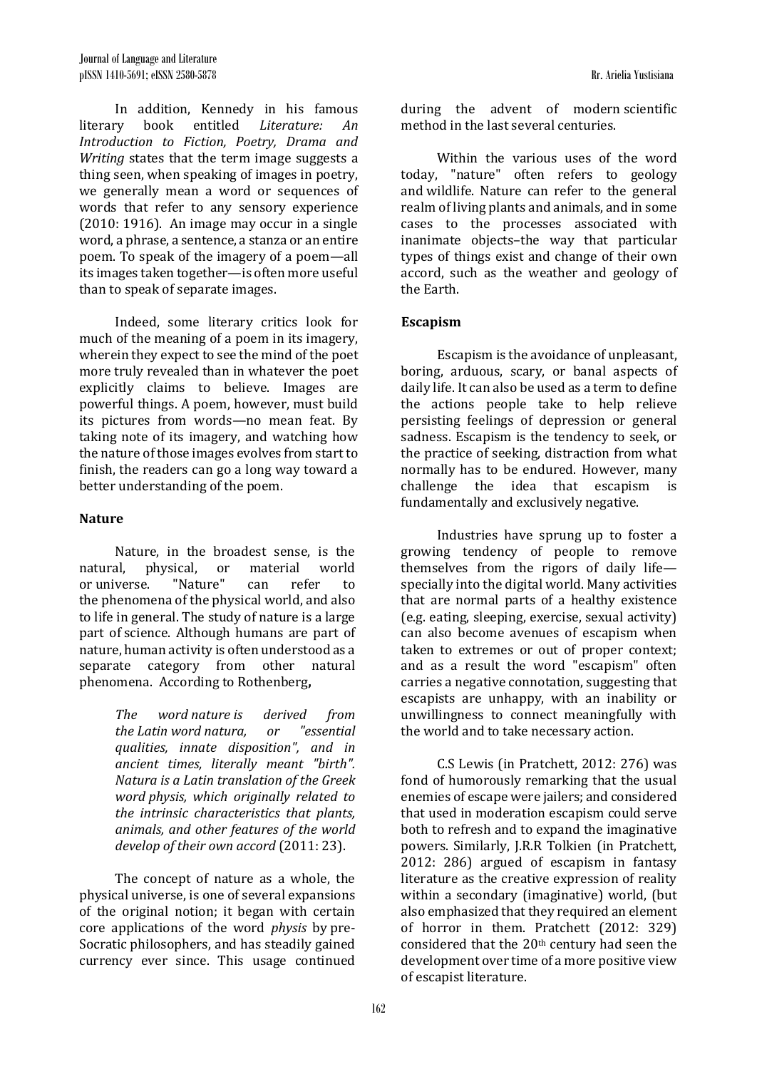In addition, Kennedy in his famous literary book entitled *Literature: An Introduction to Fiction, Poetry, Drama and Writing* states that the term image suggests a thing seen, when speaking of images in poetry, we generally mean a word or sequences of words that refer to any sensory experience (2010: 1916). An image may occur in a single word, a phrase, a sentence, a stanza or an entire poem. To speak of the imagery of a poem—all its images taken together—is often more useful than to speak of separate images.

Indeed, some literary critics look for much of the meaning of a poem in its imagery, wherein they expect to see the mind of the poet more truly revealed than in whatever the poet explicitly claims to believe. Images are powerful things. A poem, however, must build its pictures from words—no mean feat. By taking note of its imagery, and watching how the nature of those images evolves from start to finish, the readers can go a long way toward a better understanding of the poem.

## Nature

Nature, in the broadest sense, is the natural, physical, or material world or universe. "Nature" can refer to the phenomena of the physical world, and also to life in general. The study of nature is a large part of science. Although humans are part of nature, human activity is often understood as a separate category from other natural phenomena. According to Rothenberg**,**

> *The word nature is derived from the Latin word natura, or "essential qualities, innate disposition", and in ancient times, literally meant "birth". Natura is a Latin translation of the Greek word physis, which originally related to the intrinsic characteristics that plants, animals, and other features of the world develop of their own accord* (2011: 23).

The concept of nature as a whole, the physical universe, is one of several expansions of the original notion; it began with certain core applications of the word *physis* by pre-Socratic philosophers, and has steadily gained currency ever since. This usage continued during the advent of modern scientific method in the last several centuries.

Within the various uses of the word today, "nature" often refers to geology and wildlife. Nature can refer to the general realm of living plants and animals, and in some cases to the processes associated with inanimate objects–the way that particular types of things exist and change of their own accord, such as the weather and geology of the Earth.

## Escapism

Escapism is the avoidance of unpleasant, boring, arduous, scary, or banal aspects of daily life. It can also be used as a term to define the actions people take to help relieve persisting feelings of depression or general sadness. Escapism is the tendency to seek, or the practice of seeking, distraction from what normally has to be endured. However, many challenge the idea that escapism is fundamentally and exclusively negative.

Industries have sprung up to foster a growing tendency of people to remove themselves from the rigors of daily life—specially into the digital world. Many activities that are normal parts of a healthy existence (e.g. eating, sleeping, exercise, sexual activity) can also become avenues of escapism when taken to extremes or out of proper context; and as a result the word "escapism" often carries a negative connotation, suggesting that escapists are unhappy, with an inability or unwillingness to connect meaningfully with the world and to take necessary action.

C.S Lewis (in Pratchett, 2012: 276) was fond of humorously remarking that the usual enemies of escape were jailers; and considered that used in moderation escapism could serve both to refresh and to expand the imaginative powers. Similarly, J.R.R Tolkien (in Pratchett, 2012: 286) argued of escapism in fantasy literature as the creative expression of reality within a secondary (imaginative) world, (but also emphasized that they required an element of horror in them. Pratchett (2012: 329) considered that the 20th century had seen the development over time of a more positive view of escapist literature.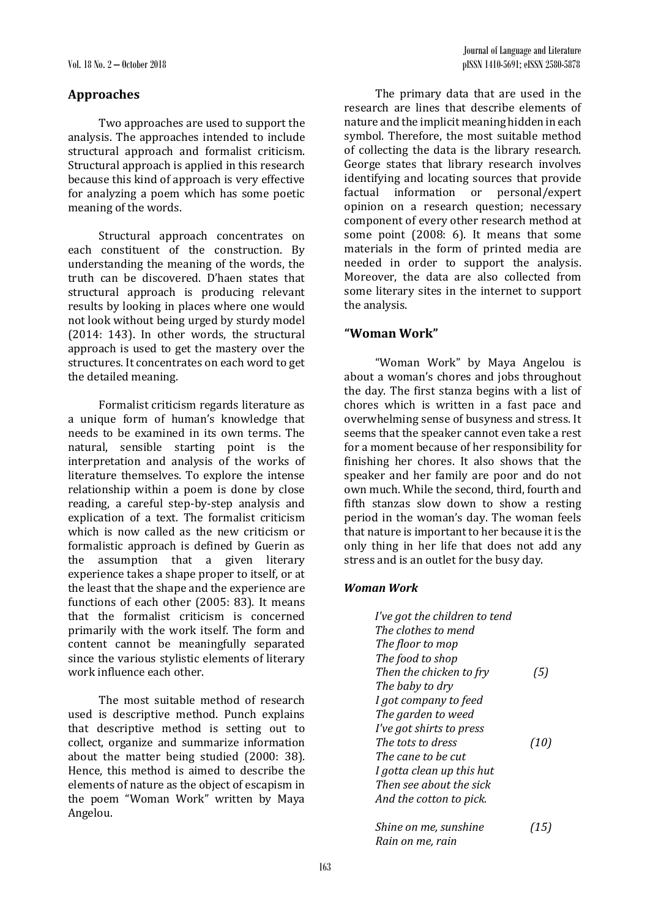## Approaches

Two approaches are used to support the analysis. The approaches intended to include structural approach and formalist criticism. Structural approach is applied in this research because this kind of approach is very effective for analyzing a poem which has some poetic meaning of the words.

Structural approach concentrates on each constituent of the construction. By understanding the meaning of the words, the truth can be discovered. D'haen states that structural approach is producing relevant results by looking in places where one would not look without being urged by sturdy model (2014: 143). In other words, the structural approach is used to get the mastery over the structures. It concentrates on each word to get the detailed meaning.

Formalist criticism regards literature as a unique form of human's knowledge that needs to be examined in its own terms. The natural, sensible starting point is the interpretation and analysis of the works of literature themselves. To explore the intense relationship within a poem is done by close reading, a careful step-by-step analysis and explication of a text. The formalist criticism which is now called as the new criticism or formalistic approach is defined by Guerin as the assumption that a given literary experience takes a shape proper to itself, or at the least that the shape and the experience are functions of each other (2005: 83). It means that the formalist criticism is concerned primarily with the work itself. The form and content cannot be meaningfully separated since the various stylistic elements of literary work influence each other.

The most suitable method of research used is descriptive method. Punch explains that descriptive method is setting out to collect, organize and summarize information about the matter being studied (2000: 38). Hence, this method is aimed to describe the elements of nature as the object of escapism in the poem "Woman Work" written by Maya Angelou.

The primary data that are used in the research are lines that describe elements of nature and the implicit meaning hidden in each symbol. Therefore, the most suitable method of collecting the data is the library research. George states that library research involves identifying and locating sources that provide factual information or personal/expert opinion on a research question; necessary component of every other research method at some point (2008: 6). It means that some materials in the form of printed media are needed in order to support the analysis. Moreover, the data are also collected from some literary sites in the internet to support the analysis.

## "Woman Work"

"Woman Work" by Maya Angelou is about a woman's chores and jobs throughout the day. The first stanza begins with a list of chores which is written in a fast pace and overwhelming sense of busyness and stress. It seems that the speaker cannot even take a rest for a moment because of her responsibility for finishing her chores. It also shows that the speaker and her family are poor and do not own much. While the second, third, fourth and fifth stanzas slow down to show a resting period in the woman's day. The woman feels that nature is important to her because it is the only thing in her life that does not add any stress and is an outlet for the busy day.

***Woman Work***

*I've got the children to tend*
*The clothes to mend*
*The floor to mop*
*The food to shop*
*Then the chicken to fry* (5)
*The baby to dry*
*I got company to feed*
*The garden to weed*
*I've got shirts to press*
*The tots to dress* (10)
*The cane to be cut*
*I gotta clean up this hut*
*Then see about the sick*
*And the cotton to pick.*

*Shine on me, sunshine* (15)
*Rain on me, rain*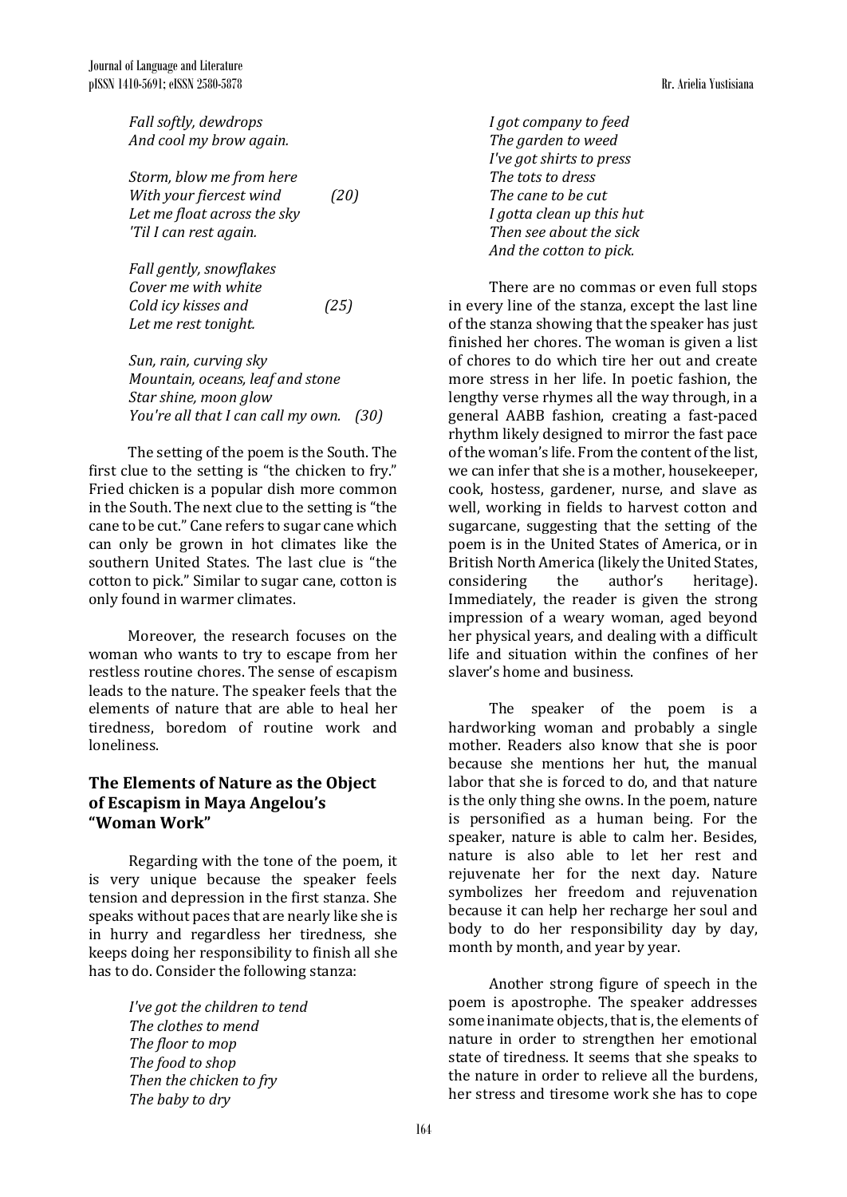*Fall softly, dewdrops*
*And cool my brow again.*

*Storm, blow me from here*
*With your fiercest wind (20)*
*Let me float across the sky*
*'Til I can rest again.*

*Fall gently, snowflakes*
*Cover me with white*
*Cold icy kisses and (25)*
*Let me rest tonight.*

*Sun, rain, curving sky*
*Mountain, oceans, leaf and stone*
*Star shine, moon glow*
*You're all that I can call my own. (30)*

The setting of the poem is the South. The first clue to the setting is "the chicken to fry." Fried chicken is a popular dish more common in the South. The next clue to the setting is "the cane to be cut." Cane refers to sugar cane which can only be grown in hot climates like the southern United States. The last clue is "the cotton to pick." Similar to sugar cane, cotton is only found in warmer climates.

Moreover, the research focuses on the woman who wants to try to escape from her restless routine chores. The sense of escapism leads to the nature. The speaker feels that the elements of nature that are able to heal her tiredness, boredom of routine work and loneliness.

## The Elements of Nature as the Object of Escapism in Maya Angelou's "Woman Work"

Regarding with the tone of the poem, it is very unique because the speaker feels tension and depression in the first stanza. She speaks without paces that are nearly like she is in hurry and regardless her tiredness, she keeps doing her responsibility to finish all she has to do. Consider the following stanza:

*I've got the children to tend*
*The clothes to mend*
*The floor to mop*
*The food to shop*
*Then the chicken to fry*
*The baby to dry*
*I got company to feed*
*The garden to weed*
*I've got shirts to press*
*The tots to dress*
*The cane to be cut*
*I gotta clean up this hut*
*Then see about the sick*
*And the cotton to pick.*

There are no commas or even full stops in every line of the stanza, except the last line of the stanza showing that the speaker has just finished her chores. The woman is given a list of chores to do which tire her out and create more stress in her life. In poetic fashion, the lengthy verse rhymes all the way through, in a general AABB fashion, creating a fast-paced rhythm likely designed to mirror the fast pace of the woman's life. From the content of the list, we can infer that she is a mother, housekeeper, cook, hostess, gardener, nurse, and slave as well, working in fields to harvest cotton and sugarcane, suggesting that the setting of the poem is in the United States of America, or in British North America (likely the United States, considering the author's heritage). Immediately, the reader is given the strong impression of a weary woman, aged beyond her physical years, and dealing with a difficult life and situation within the confines of her slaver's home and business.

The speaker of the poem is a hardworking woman and probably a single mother. Readers also know that she is poor because she mentions her hut, the manual labor that she is forced to do, and that nature is the only thing she owns. In the poem, nature is personified as a human being. For the speaker, nature is able to calm her. Besides, nature is also able to let her rest and rejuvenate her for the next day. Nature symbolizes her freedom and rejuvenation because it can help her recharge her soul and body to do her responsibility day by day, month by month, and year by year.

Another strong figure of speech in the poem is apostrophe. The speaker addresses some inanimate objects, that is, the elements of nature in order to strengthen her emotional state of tiredness. It seems that she speaks to the nature in order to relieve all the burdens, her stress and tiresome work she has to cope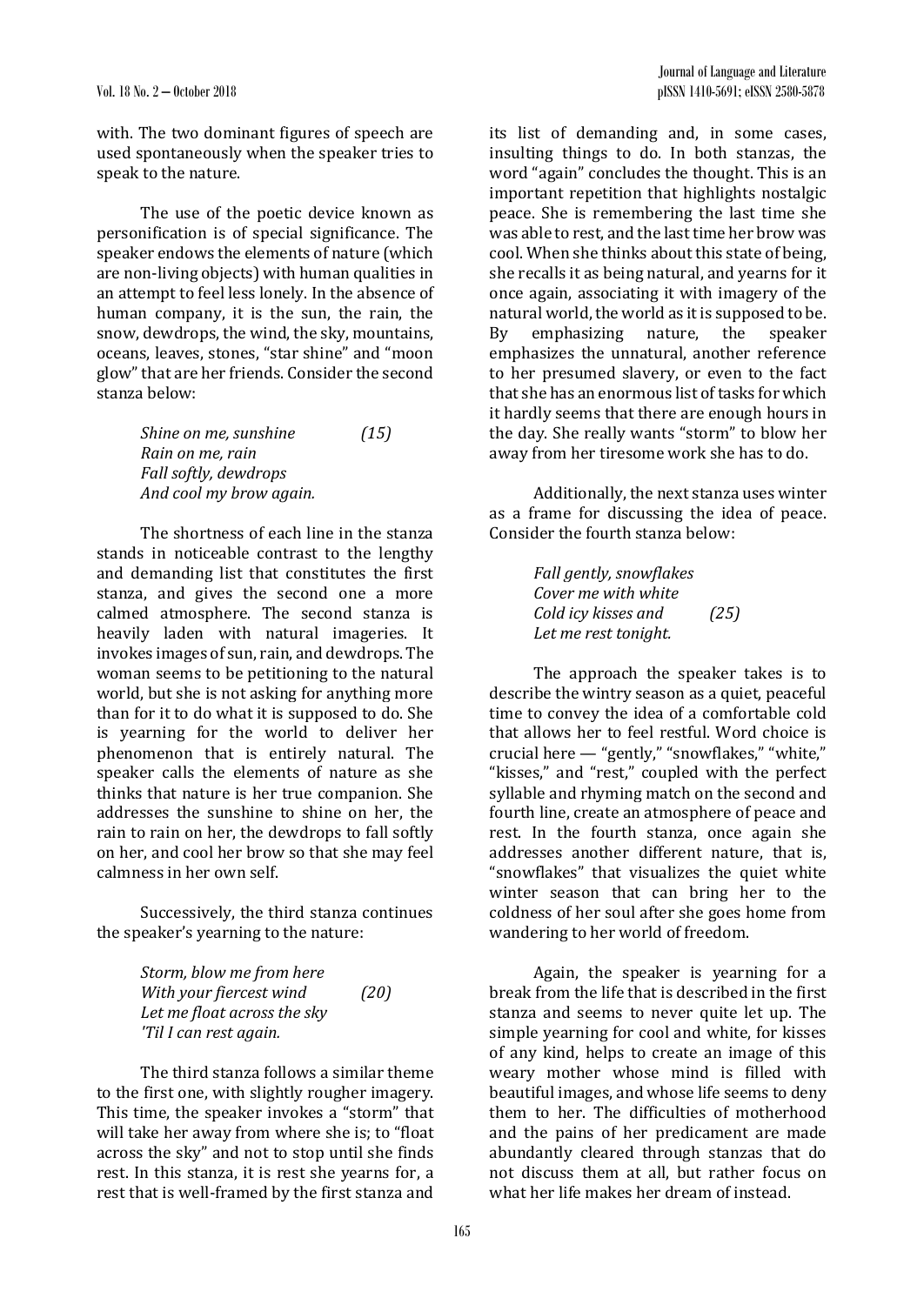with. The two dominant figures of speech are used spontaneously when the speaker tries to speak to the nature.

The use of the poetic device known as personification is of special significance. The speaker endows the elements of nature (which are non-living objects) with human qualities in an attempt to feel less lonely. In the absence of human company, it is the sun, the rain, the snow, dewdrops, the wind, the sky, mountains, oceans, leaves, stones, "star shine" and "moon glow" that are her friends. Consider the second stanza below:

> *Shine on me, sunshine* (15)
> *Rain on me, rain*
> *Fall softly, dewdrops*
> *And cool my brow again.*

The shortness of each line in the stanza stands in noticeable contrast to the lengthy and demanding list that constitutes the first stanza, and gives the second one a more calmed atmosphere. The second stanza is heavily laden with natural imageries. It invokes images of sun, rain, and dewdrops. The woman seems to be petitioning to the natural world, but she is not asking for anything more than for it to do what it is supposed to do. She is yearning for the world to deliver her phenomenon that is entirely natural. The speaker calls the elements of nature as she thinks that nature is her true companion. She addresses the sunshine to shine on her, the rain to rain on her, the dewdrops to fall softly on her, and cool her brow so that she may feel calmness in her own self.

Successively, the third stanza continues the speaker's yearning to the nature:

> *Storm, blow me from here*
> *With your fiercest wind* (20)
> *Let me float across the sky*
> *'Til I can rest again.*

The third stanza follows a similar theme to the first one, with slightly rougher imagery. This time, the speaker invokes a "storm" that will take her away from where she is; to "float across the sky" and not to stop until she finds rest. In this stanza, it is rest she yearns for, a rest that is well-framed by the first stanza and its list of demanding and, in some cases, insulting things to do. In both stanzas, the word "again" concludes the thought. This is an important repetition that highlights nostalgic peace. She is remembering the last time she was able to rest, and the last time her brow was cool. When she thinks about this state of being, she recalls it as being natural, and yearns for it once again, associating it with imagery of the natural world, the world as it is supposed to be. By emphasizing nature, the speaker emphasizes the unnatural, another reference to her presumed slavery, or even to the fact that she has an enormous list of tasks for which it hardly seems that there are enough hours in the day. She really wants "storm" to blow her away from her tiresome work she has to do.

Additionally, the next stanza uses winter as a frame for discussing the idea of peace. Consider the fourth stanza below:

> *Fall gently, snowflakes*
> *Cover me with white*
> *Cold icy kisses and* (25)
> *Let me rest tonight.*

The approach the speaker takes is to describe the wintry season as a quiet, peaceful time to convey the idea of a comfortable cold that allows her to feel restful. Word choice is crucial here — "gently," "snowflakes," "white," "kisses," and "rest," coupled with the perfect syllable and rhyming match on the second and fourth line, create an atmosphere of peace and rest. In the fourth stanza, once again she addresses another different nature, that is, "snowflakes" that visualizes the quiet white winter season that can bring her to the coldness of her soul after she goes home from wandering to her world of freedom.

Again, the speaker is yearning for a break from the life that is described in the first stanza and seems to never quite let up. The simple yearning for cool and white, for kisses of any kind, helps to create an image of this weary mother whose mind is filled with beautiful images, and whose life seems to deny them to her. The difficulties of motherhood and the pains of her predicament are made abundantly cleared through stanzas that do not discuss them at all, but rather focus on what her life makes her dream of instead.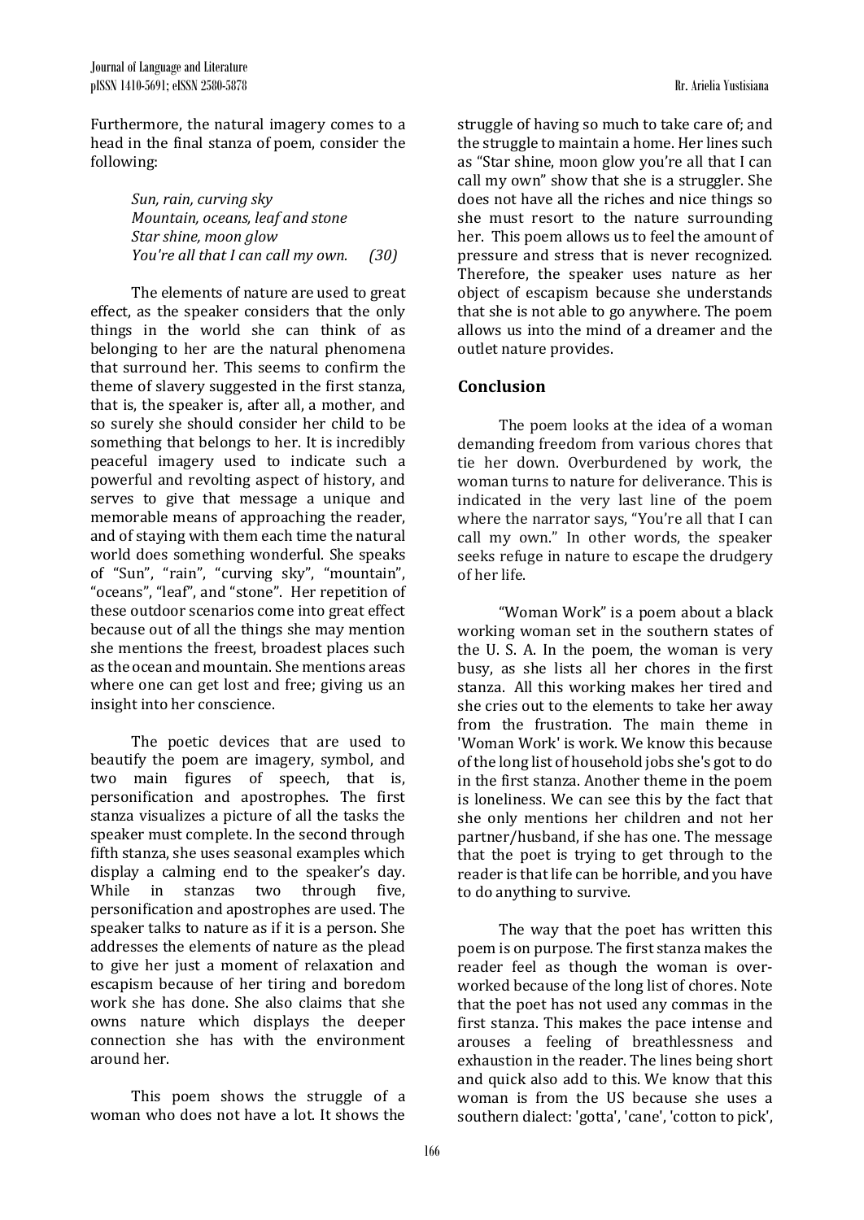Furthermore, the natural imagery comes to a head in the final stanza of poem, consider the following:

> *Sun, rain, curving sky*
> *Mountain, oceans, leaf and stone*
> *Star shine, moon glow*
> *You're all that I can call my own.* (30)

The elements of nature are used to great effect, as the speaker considers that the only things in the world she can think of as belonging to her are the natural phenomena that surround her. This seems to confirm the theme of slavery suggested in the first stanza, that is, the speaker is, after all, a mother, and so surely she should consider her child to be something that belongs to her. It is incredibly peaceful imagery used to indicate such a powerful and revolting aspect of history, and serves to give that message a unique and memorable means of approaching the reader, and of staying with them each time the natural world does something wonderful. She speaks of "Sun", "rain", "curving sky", "mountain", "oceans", "leaf", and "stone". Her repetition of these outdoor scenarios come into great effect because out of all the things she may mention she mentions the freest, broadest places such as the ocean and mountain. She mentions areas where one can get lost and free; giving us an insight into her conscience.

The poetic devices that are used to beautify the poem are imagery, symbol, and two main figures of speech, that is, personification and apostrophes. The first stanza visualizes a picture of all the tasks the speaker must complete. In the second through fifth stanza, she uses seasonal examples which display a calming end to the speaker's day. While in stanzas two through five, personification and apostrophes are used. The speaker talks to nature as if it is a person. She addresses the elements of nature as the plead to give her just a moment of relaxation and escapism because of her tiring and boredom work she has done. She also claims that she owns nature which displays the deeper connection she has with the environment around her.

This poem shows the struggle of a woman who does not have a lot. It shows the struggle of having so much to take care of; and the struggle to maintain a home. Her lines such as "Star shine, moon glow you're all that I can call my own" show that she is a struggler. She does not have all the riches and nice things so she must resort to the nature surrounding her. This poem allows us to feel the amount of pressure and stress that is never recognized. Therefore, the speaker uses nature as her object of escapism because she understands that she is not able to go anywhere. The poem allows us into the mind of a dreamer and the outlet nature provides.

## Conclusion

The poem looks at the idea of a woman demanding freedom from various chores that tie her down. Overburdened by work, the woman turns to nature for deliverance. This is indicated in the very last line of the poem where the narrator says, "You're all that I can call my own." In other words, the speaker seeks refuge in nature to escape the drudgery of her life.

"Woman Work" is a poem about a black working woman set in the southern states of the U. S. A. In the poem, the woman is very busy, as she lists all her chores in the first stanza. All this working makes her tired and she cries out to the elements to take her away from the frustration. The main theme in 'Woman Work' is work. We know this because of the long list of household jobs she's got to do in the first stanza. Another theme in the poem is loneliness. We can see this by the fact that she only mentions her children and not her partner/husband, if she has one. The message that the poet is trying to get through to the reader is that life can be horrible, and you have to do anything to survive.

The way that the poet has written this poem is on purpose. The first stanza makes the reader feel as though the woman is over-worked because of the long list of chores. Note that the poet has not used any commas in the first stanza. This makes the pace intense and arouses a feeling of breathlessness and exhaustion in the reader. The lines being short and quick also add to this. We know that this woman is from the US because she uses a southern dialect: 'gotta', 'cane', 'cotton to pick',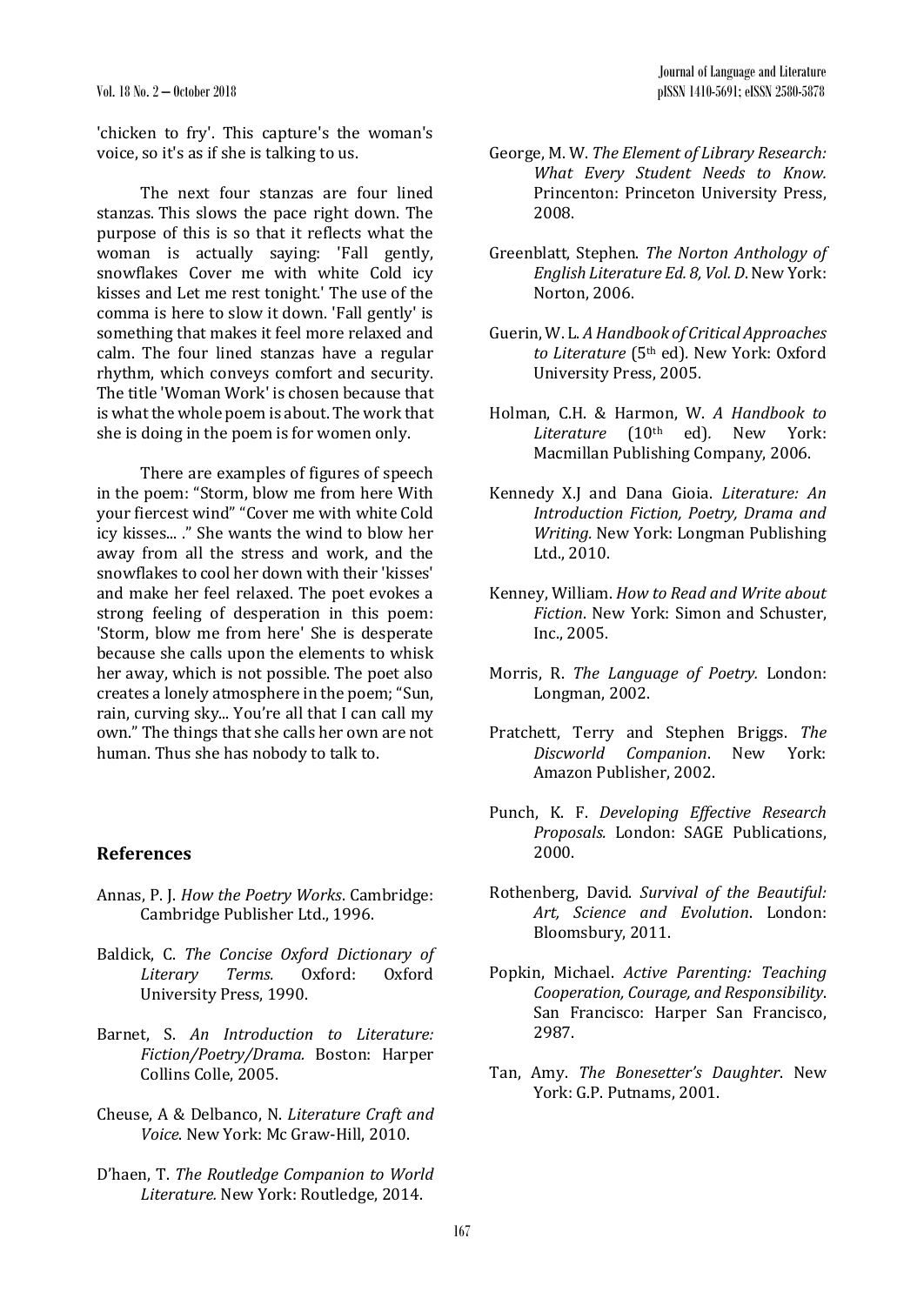'chicken to fry'. This capture's the woman's voice, so it's as if she is talking to us.

The next four stanzas are four lined stanzas. This slows the pace right down. The purpose of this is so that it reflects what the woman is actually saying: 'Fall gently, snowflakes Cover me with white Cold icy kisses and Let me rest tonight.' The use of the comma is here to slow it down. 'Fall gently' is something that makes it feel more relaxed and calm. The four lined stanzas have a regular rhythm, which conveys comfort and security. The title 'Woman Work' is chosen because that is what the whole poem is about. The work that she is doing in the poem is for women only.

There are examples of figures of speech in the poem: "Storm, blow me from here With your fiercest wind" "Cover me with white Cold icy kisses... ." She wants the wind to blow her away from all the stress and work, and the snowflakes to cool her down with their 'kisses' and make her feel relaxed. The poet evokes a strong feeling of desperation in this poem: 'Storm, blow me from here' She is desperate because she calls upon the elements to whisk her away, which is not possible. The poet also creates a lonely atmosphere in the poem; "Sun, rain, curving sky... You're all that I can call my own." The things that she calls her own are not human. Thus she has nobody to talk to.

## References

Annas, P. J. *How the Poetry Works*. Cambridge: Cambridge Publisher Ltd., 1996.

Baldick, C. *The Concise Oxford Dictionary of Literary Terms.* Oxford: Oxford University Press, 1990.

Barnet, S. *An Introduction to Literature: Fiction/Poetry/Drama.* Boston: Harper Collins Colle, 2005.

Cheuse, A & Delbanco, N. *Literature Craft and Voice*. New York: Mc Graw-Hill, 2010.

D'haen, T. *The Routledge Companion to World Literature.* New York: Routledge, 2014.

George, M. W. *The Element of Library Research: What Every Student Needs to Know.* Princenton: Princeton University Press, 2008.

Greenblatt, Stephen. *The Norton Anthology of English Literature Ed. 8, Vol. D*. New York: Norton, 2006.

Guerin, W. L. *A Handbook of Critical Approaches to Literature* (5th ed). New York: Oxford University Press, 2005.

Holman, C.H. & Harmon, W. *A Handbook to Literature* (10th ed). New York: Macmillan Publishing Company, 2006.

Kennedy X.J and Dana Gioia. *Literature: An Introduction Fiction, Poetry, Drama and Writing.* New York: Longman Publishing Ltd., 2010.

Kenney, William. *How to Read and Write about Fiction*. New York: Simon and Schuster, Inc., 2005.

Morris, R. *The Language of Poetry.* London: Longman, 2002.

Pratchett, Terry and Stephen Briggs. *The Discworld Companion*. New York: Amazon Publisher, 2002.

Punch, K. F. *Developing Effective Research Proposals.* London: SAGE Publications, 2000.

Rothenberg, David. *Survival of the Beautiful: Art, Science and Evolution*. London: Bloomsbury, 2011.

Popkin, Michael. *Active Parenting: Teaching Cooperation, Courage, and Responsibility*. San Francisco: Harper San Francisco, 2987.

Tan, Amy. *The Bonesetter's Daughter*. New York: G.P. Putnams, 2001.